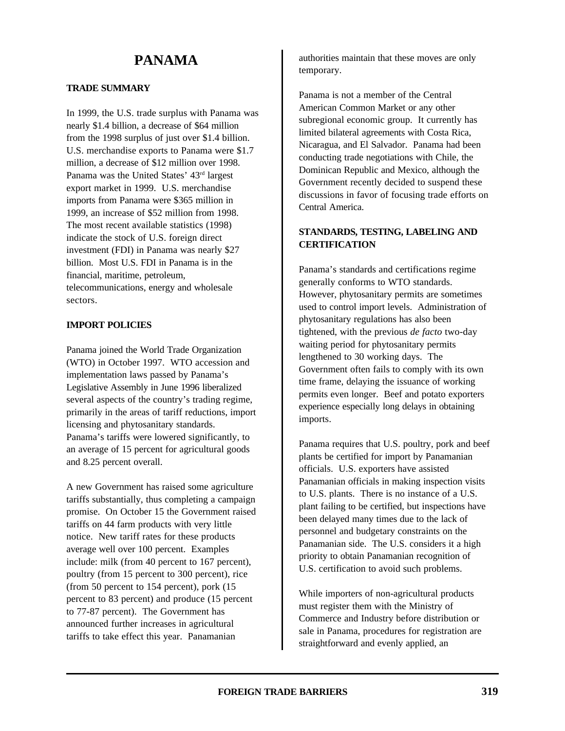# PANAMA

## TRADE SUMMARY

In 1999, the U.S. trade surplus with Panama was nearly $1.4 billion, a decrease of $64 million from the 1998 surplus of just over $1.4 billion. U.S. merchandise exports to Panama were $1.7 million, a decrease of $12 million over 1998. Panama was the United States' 43rd largest export market in 1999. U.S. merchandise imports from Panama were $365 million in 1999, an increase of $52 million from 1998. The most recent available statistics (1998) indicate the stock of U.S. foreign direct investment (FDI) in Panama was nearly $27 billion. Most U.S. FDI in Panama is in the financial, maritime, petroleum, telecommunications, energy and wholesale sectors.

## IMPORT POLICIES

Panama joined the World Trade Organization (WTO) in October 1997. WTO accession and implementation laws passed by Panama's Legislative Assembly in June 1996 liberalized several aspects of the country's trading regime, primarily in the areas of tariff reductions, import licensing and phytosanitary standards. Panama's tariffs were lowered significantly, to an average of 15 percent for agricultural goods and 8.25 percent overall.

A new Government has raised some agriculture tariffs substantially, thus completing a campaign promise. On October 15 the Government raised tariffs on 44 farm products with very little notice. New tariff rates for these products average well over 100 percent. Examples include: milk (from 40 percent to 167 percent), poultry (from 15 percent to 300 percent), rice (from 50 percent to 154 percent), pork (15 percent to 83 percent) and produce (15 percent to 77-87 percent). The Government has announced further increases in agricultural tariffs to take effect this year. Panamanian authorities maintain that these moves are only temporary.

Panama is not a member of the Central American Common Market or any other subregional economic group. It currently has limited bilateral agreements with Costa Rica, Nicaragua, and El Salvador. Panama had been conducting trade negotiations with Chile, the Dominican Republic and Mexico, although the Government recently decided to suspend these discussions in favor of focusing trade efforts on Central America.

## STANDARDS, TESTING, LABELING AND CERTIFICATION

Panama's standards and certifications regime generally conforms to WTO standards. However, phytosanitary permits are sometimes used to control import levels. Administration of phytosanitary regulations has also been tightened, with the previous *de facto* two-day waiting period for phytosanitary permits lengthened to 30 working days. The Government often fails to comply with its own time frame, delaying the issuance of working permits even longer. Beef and potato exporters experience especially long delays in obtaining imports.

Panama requires that U.S. poultry, pork and beef plants be certified for import by Panamanian officials. U.S. exporters have assisted Panamanian officials in making inspection visits to U.S. plants. There is no instance of a U.S. plant failing to be certified, but inspections have been delayed many times due to the lack of personnel and budgetary constraints on the Panamanian side. The U.S. considers it a high priority to obtain Panamanian recognition of U.S. certification to avoid such problems.

While importers of non-agricultural products must register them with the Ministry of Commerce and Industry before distribution or sale in Panama, procedures for registration are straightforward and evenly applied, an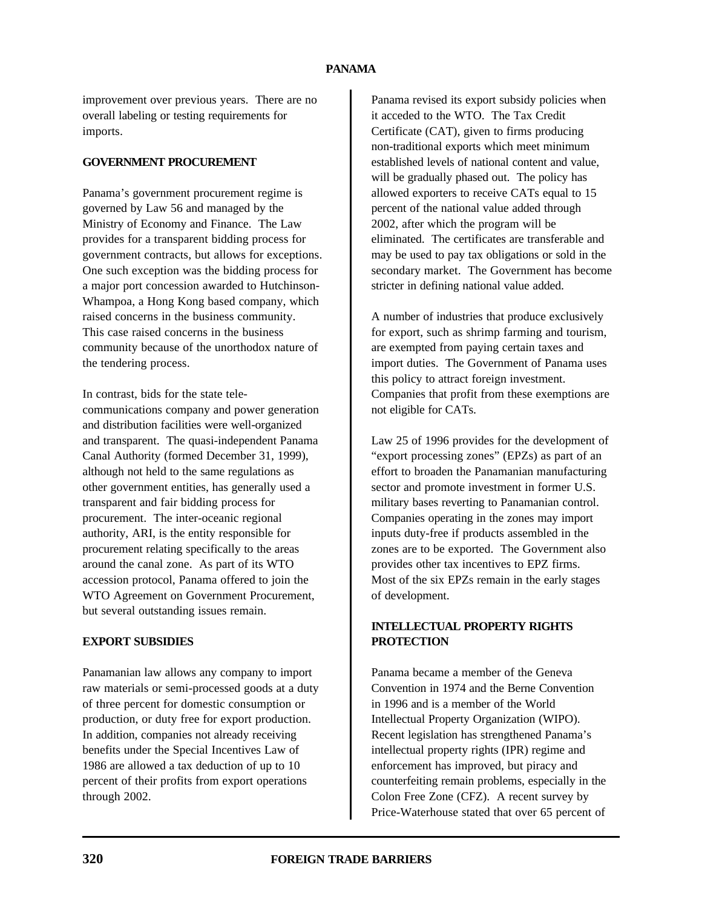improvement over previous years. There are no overall labeling or testing requirements for imports.

**GOVERNMENT PROCUREMENT**

Panama's government procurement regime is governed by Law 56 and managed by the Ministry of Economy and Finance. The Law provides for a transparent bidding process for government contracts, but allows for exceptions. One such exception was the bidding process for a major port concession awarded to Hutchinson-Whampoa, a Hong Kong based company, which raised concerns in the business community. This case raised concerns in the business community because of the unorthodox nature of the tendering process.

In contrast, bids for the state tele-communications company and power generation and distribution facilities were well-organized and transparent. The quasi-independent Panama Canal Authority (formed December 31, 1999), although not held to the same regulations as other government entities, has generally used a transparent and fair bidding process for procurement. The inter-oceanic regional authority, ARI, is the entity responsible for procurement relating specifically to the areas around the canal zone. As part of its WTO accession protocol, Panama offered to join the WTO Agreement on Government Procurement, but several outstanding issues remain.

**EXPORT SUBSIDIES**

Panamanian law allows any company to import raw materials or semi-processed goods at a duty of three percent for domestic consumption or production, or duty free for export production. In addition, companies not already receiving benefits under the Special Incentives Law of 1986 are allowed a tax deduction of up to 10 percent of their profits from export operations through 2002.

Panama revised its export subsidy policies when it acceded to the WTO. The Tax Credit Certificate (CAT), given to firms producing non-traditional exports which meet minimum established levels of national content and value, will be gradually phased out. The policy has allowed exporters to receive CATs equal to 15 percent of the national value added through 2002, after which the program will be eliminated. The certificates are transferable and may be used to pay tax obligations or sold in the secondary market. The Government has become stricter in defining national value added.

A number of industries that produce exclusively for export, such as shrimp farming and tourism, are exempted from paying certain taxes and import duties. The Government of Panama uses this policy to attract foreign investment. Companies that profit from these exemptions are not eligible for CATs.

Law 25 of 1996 provides for the development of "export processing zones" (EPZs) as part of an effort to broaden the Panamanian manufacturing sector and promote investment in former U.S. military bases reverting to Panamanian control. Companies operating in the zones may import inputs duty-free if products assembled in the zones are to be exported. The Government also provides other tax incentives to EPZ firms. Most of the six EPZs remain in the early stages of development.

**INTELLECTUAL PROPERTY RIGHTS PROTECTION**

Panama became a member of the Geneva Convention in 1974 and the Berne Convention in 1996 and is a member of the World Intellectual Property Organization (WIPO). Recent legislation has strengthened Panama's intellectual property rights (IPR) regime and enforcement has improved, but piracy and counterfeiting remain problems, especially in the Colon Free Zone (CFZ). A recent survey by Price-Waterhouse stated that over 65 percent of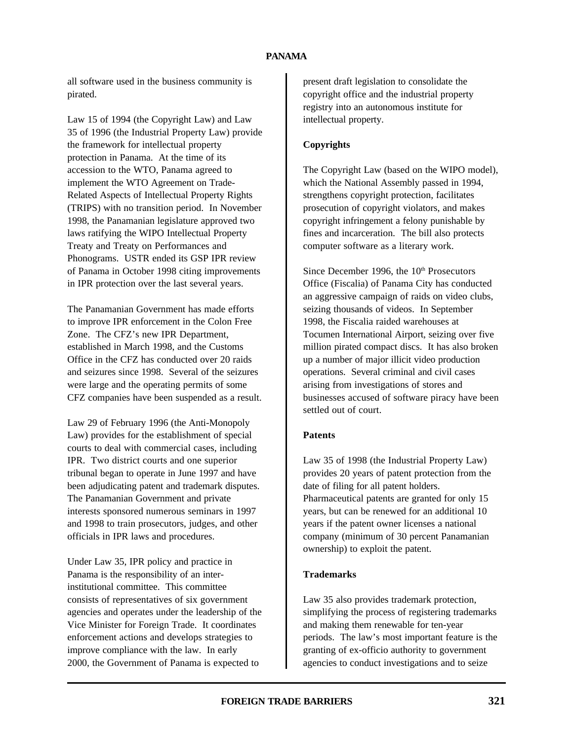all software used in the business community is pirated.

Law 15 of 1994 (the Copyright Law) and Law 35 of 1996 (the Industrial Property Law) provide the framework for intellectual property protection in Panama. At the time of its accession to the WTO, Panama agreed to implement the WTO Agreement on Trade-Related Aspects of Intellectual Property Rights (TRIPS) with no transition period. In November 1998, the Panamanian legislature approved two laws ratifying the WIPO Intellectual Property Treaty and Treaty on Performances and Phonograms. USTR ended its GSP IPR review of Panama in October 1998 citing improvements in IPR protection over the last several years.

The Panamanian Government has made efforts to improve IPR enforcement in the Colon Free Zone. The CFZ's new IPR Department, established in March 1998, and the Customs Office in the CFZ has conducted over 20 raids and seizures since 1998. Several of the seizures were large and the operating permits of some CFZ companies have been suspended as a result.

Law 29 of February 1996 (the Anti-Monopoly Law) provides for the establishment of special courts to deal with commercial cases, including IPR. Two district courts and one superior tribunal began to operate in June 1997 and have been adjudicating patent and trademark disputes. The Panamanian Government and private interests sponsored numerous seminars in 1997 and 1998 to train prosecutors, judges, and other officials in IPR laws and procedures.

Under Law 35, IPR policy and practice in Panama is the responsibility of an inter-institutional committee. This committee consists of representatives of six government agencies and operates under the leadership of the Vice Minister for Foreign Trade. It coordinates enforcement actions and develops strategies to improve compliance with the law. In early 2000, the Government of Panama is expected to present draft legislation to consolidate the copyright office and the industrial property registry into an autonomous institute for intellectual property.

**Copyrights**

The Copyright Law (based on the WIPO model), which the National Assembly passed in 1994, strengthens copyright protection, facilitates prosecution of copyright violators, and makes copyright infringement a felony punishable by fines and incarceration. The bill also protects computer software as a literary work.

Since December 1996, the 10th Prosecutors Office (Fiscalia) of Panama City has conducted an aggressive campaign of raids on video clubs, seizing thousands of videos. In September 1998, the Fiscalia raided warehouses at Tocumen International Airport, seizing over five million pirated compact discs. It has also broken up a number of major illicit video production operations. Several criminal and civil cases arising from investigations of stores and businesses accused of software piracy have been settled out of court.

**Patents**

Law 35 of 1998 (the Industrial Property Law) provides 20 years of patent protection from the date of filing for all patent holders. Pharmaceutical patents are granted for only 15 years, but can be renewed for an additional 10 years if the patent owner licenses a national company (minimum of 30 percent Panamanian ownership) to exploit the patent.

**Trademarks**

Law 35 also provides trademark protection, simplifying the process of registering trademarks and making them renewable for ten-year periods. The law's most important feature is the granting of ex-officio authority to government agencies to conduct investigations and to seize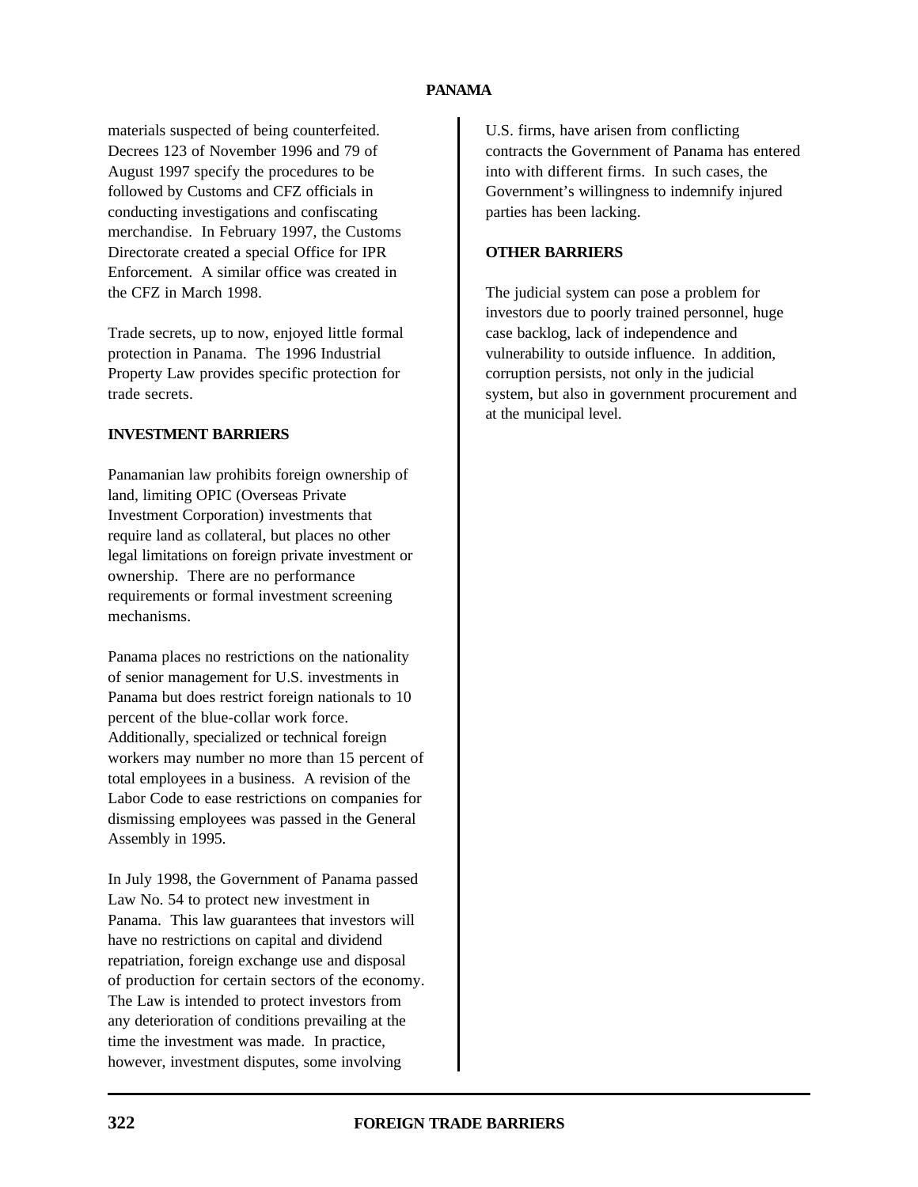materials suspected of being counterfeited. Decrees 123 of November 1996 and 79 of August 1997 specify the procedures to be followed by Customs and CFZ officials in conducting investigations and confiscating merchandise. In February 1997, the Customs Directorate created a special Office for IPR Enforcement. A similar office was created in the CFZ in March 1998.

Trade secrets, up to now, enjoyed little formal protection in Panama. The 1996 Industrial Property Law provides specific protection for trade secrets.

**INVESTMENT BARRIERS**

Panamanian law prohibits foreign ownership of land, limiting OPIC (Overseas Private Investment Corporation) investments that require land as collateral, but places no other legal limitations on foreign private investment or ownership. There are no performance requirements or formal investment screening mechanisms.

Panama places no restrictions on the nationality of senior management for U.S. investments in Panama but does restrict foreign nationals to 10 percent of the blue-collar work force. Additionally, specialized or technical foreign workers may number no more than 15 percent of total employees in a business. A revision of the Labor Code to ease restrictions on companies for dismissing employees was passed in the General Assembly in 1995.

In July 1998, the Government of Panama passed Law No. 54 to protect new investment in Panama. This law guarantees that investors will have no restrictions on capital and dividend repatriation, foreign exchange use and disposal of production for certain sectors of the economy. The Law is intended to protect investors from any deterioration of conditions prevailing at the time the investment was made. In practice, however, investment disputes, some involving U.S. firms, have arisen from conflicting contracts the Government of Panama has entered into with different firms. In such cases, the Government's willingness to indemnify injured parties has been lacking.

**OTHER BARRIERS**

The judicial system can pose a problem for investors due to poorly trained personnel, huge case backlog, lack of independence and vulnerability to outside influence. In addition, corruption persists, not only in the judicial system, but also in government procurement and at the municipal level.